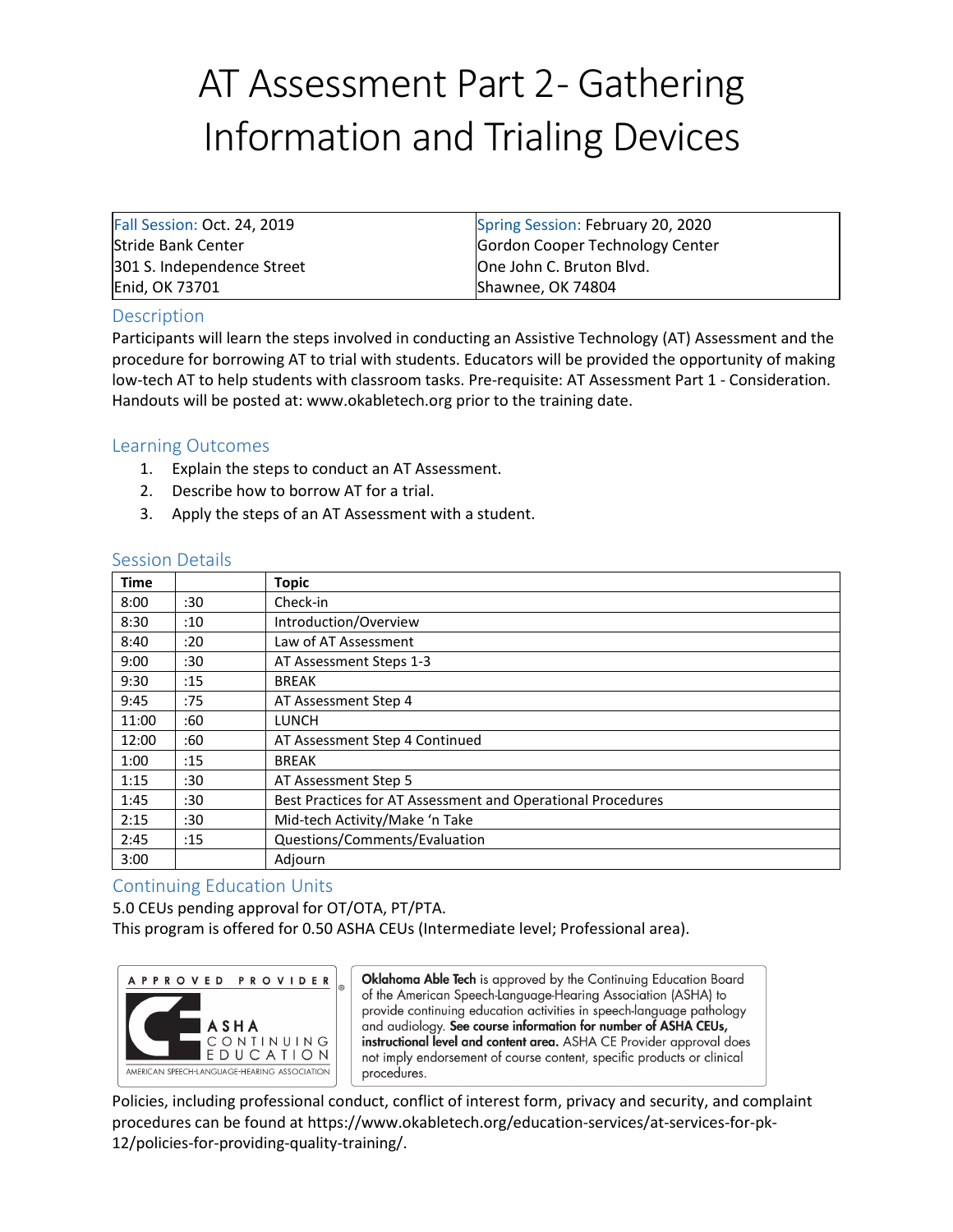# AT Assessment Part 2- Gathering Information and Trialing Devices

| Fall Session: Oct. 24, 2019 | Spring Session: February 20, 2020 |
|---|---|
| Stride Bank Center | Gordon Cooper Technology Center |
| 301 S. Independence Street | One John C. Bruton Blvd. |
| Enid, OK 73701 | Shawnee, OK 74804 |

## Description

Participants will learn the steps involved in conducting an Assistive Technology (AT) Assessment and the procedure for borrowing AT to trial with students. Educators will be provided the opportunity of making low-tech AT to help students with classroom tasks. Pre-requisite: AT Assessment Part 1 - Consideration. Handouts will be posted at: www.okabletech.org prior to the training date.

## Learning Outcomes

1. Explain the steps to conduct an AT Assessment.
2. Describe how to borrow AT for a trial.
3. Apply the steps of an AT Assessment with a student.

## Session Details

| Time | | Topic |
|---|---|---|
| 8:00 | :30 | Check-in |
| 8:30 | :10 | Introduction/Overview |
| 8:40 | :20 | Law of AT Assessment |
| 9:00 | :30 | AT Assessment Steps 1-3 |
| 9:30 | :15 | BREAK |
| 9:45 | :75 | AT Assessment Step 4 |
| 11:00 | :60 | LUNCH |
| 12:00 | :60 | AT Assessment Step 4 Continued |
| 1:00 | :15 | BREAK |
| 1:15 | :30 | AT Assessment Step 5 |
| 1:45 | :30 | Best Practices for AT Assessment and Operational Procedures |
| 2:15 | :30 | Mid-tech Activity/Make 'n Take |
| 2:45 | :15 | Questions/Comments/Evaluation |
| 3:00 | | Adjourn |

## Continuing Education Units

5.0 CEUs pending approval for OT/OTA, PT/PTA.

This program is offered for 0.50 ASHA CEUs (Intermediate level; Professional area).

APPROVED PROVIDER — ASHA CONTINUING EDUCATION — AMERICAN SPEECH-LANGUAGE-HEARING ASSOCIATION

**Oklahoma Able Tech** is approved by the Continuing Education Board of the American Speech-Language-Hearing Association (ASHA) to provide continuing education activities in speech-language pathology and audiology. **See course information for number of ASHA CEUs, instructional level and content area.** ASHA CE Provider approval does not imply endorsement of course content, specific products or clinical procedures.

Policies, including professional conduct, conflict of interest form, privacy and security, and complaint procedures can be found at https://www.okabletech.org/education-services/at-services-for-pk-12/policies-for-providing-quality-training/.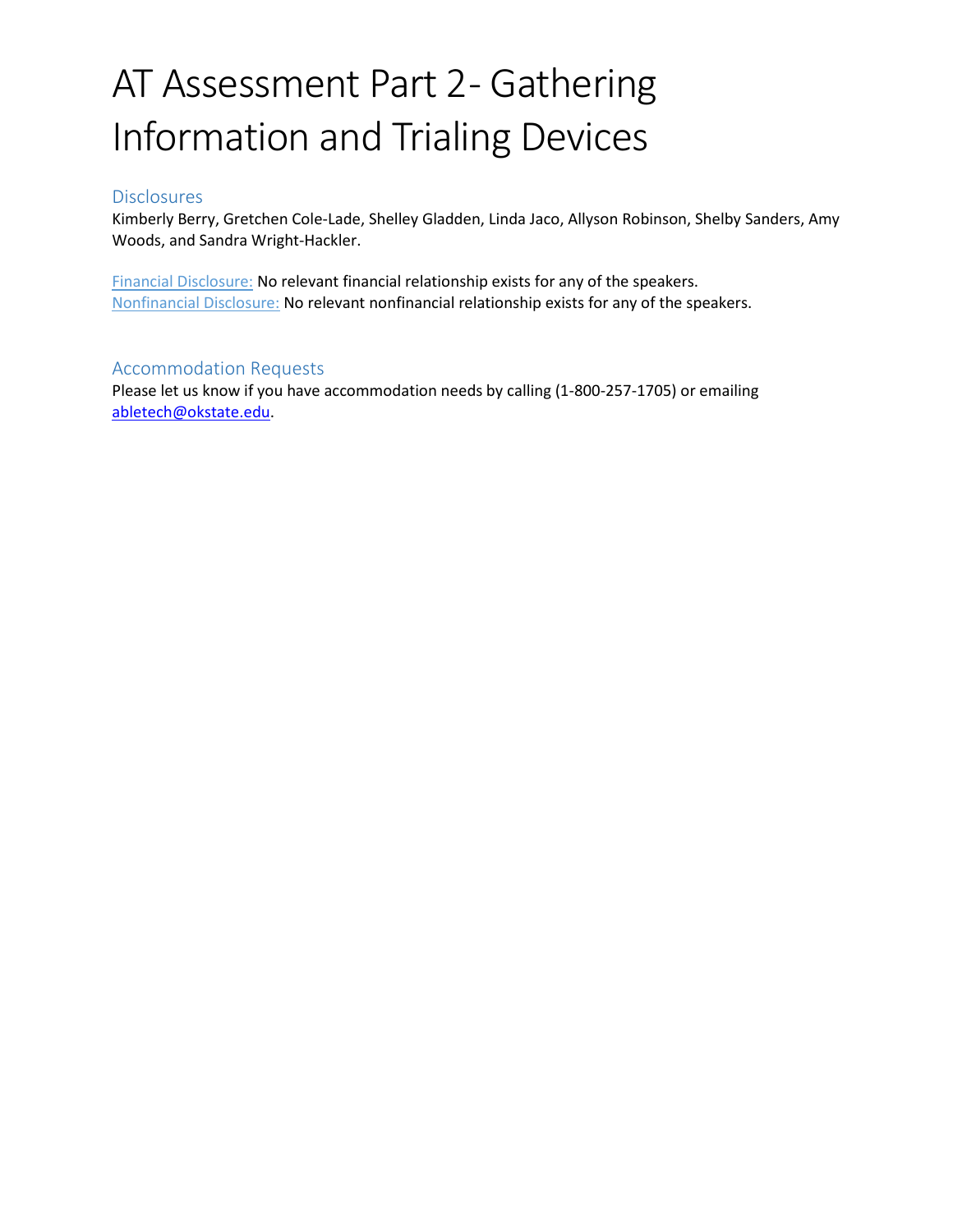# AT Assessment Part 2- Gathering Information and Trialing Devices

## Disclosures

Kimberly Berry, Gretchen Cole-Lade, Shelley Gladden, Linda Jaco, Allyson Robinson, Shelby Sanders, Amy Woods, and Sandra Wright-Hackler.

Financial Disclosure: No relevant financial relationship exists for any of the speakers.
Nonfinancial Disclosure: No relevant nonfinancial relationship exists for any of the speakers.

## Accommodation Requests

Please let us know if you have accommodation needs by calling (1-800-257-1705) or emailing abletech@okstate.edu.